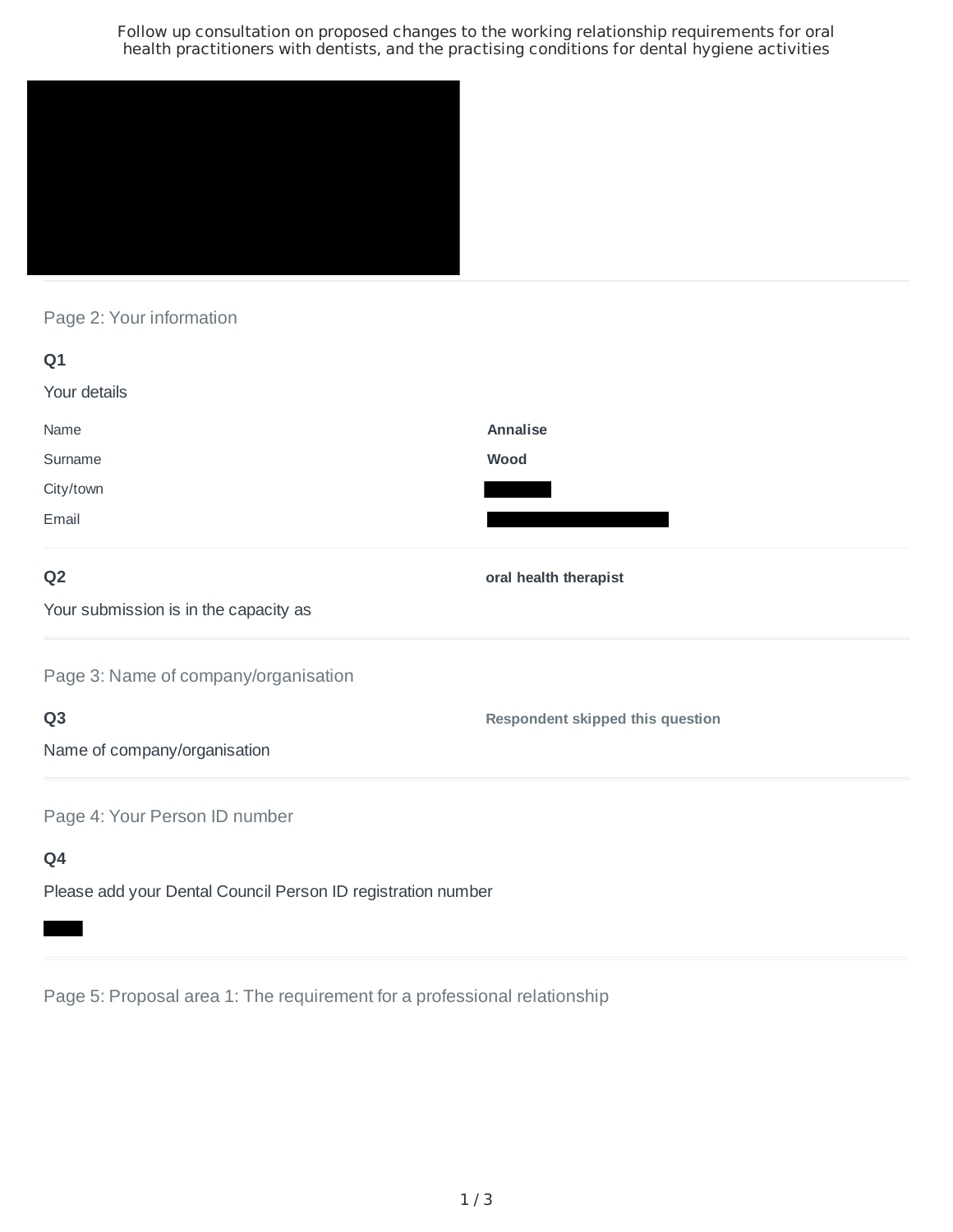Follow up consultation on proposed changes to the working relationship requirements for oral health practitioners with dentists, and the practising conditions for dental hygiene activities

## Page 2: Your information

### Q1

Your details

| | |
|---|---|
| Name | **Annalise** |
| Surname | **Wood** |
| City/town | |
| Email | |

### Q2

Your submission is in the capacity as

**oral health therapist**

## Page 3: Name of company/organisation

### Q3

Name of company/organisation

**Respondent skipped this question**

## Page 4: Your Person ID number

### Q4

Please add your Dental Council Person ID registration number

## Page 5: Proposal area 1: The requirement for a professional relationship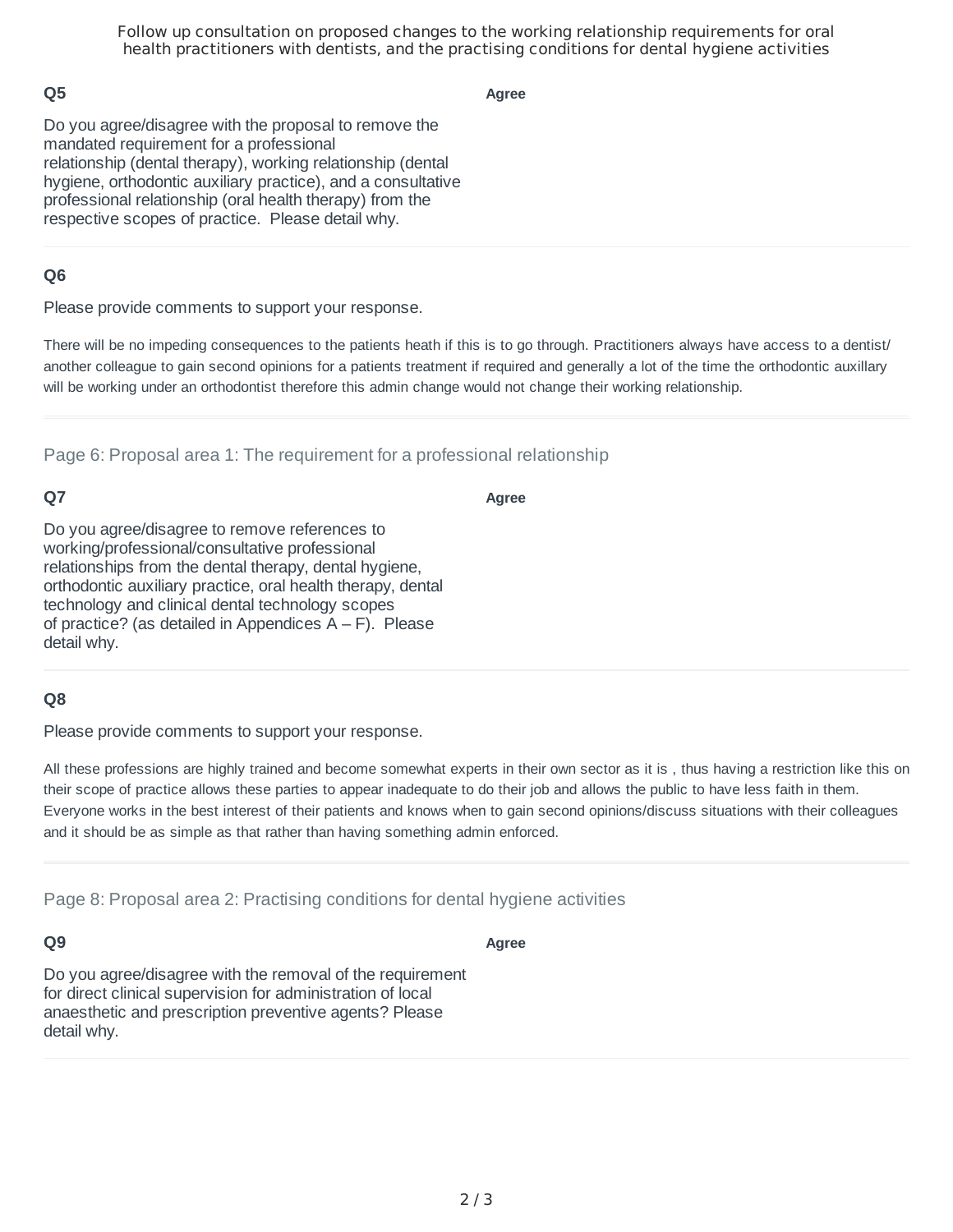### Q5

Do you agree/disagree with the proposal to remove the mandated requirement for a professional relationship (dental therapy), working relationship (dental hygiene, orthodontic auxiliary practice), and a consultative professional relationship (oral health therapy) from the respective scopes of practice. Please detail why.

**Agree**

### Q6

Please provide comments to support your response.

There will be no impeding consequences to the patients heath if this is to go through. Practitioners always have access to a dentist/ another colleague to gain second opinions for a patients treatment if required and generally a lot of the time the orthodontic auxillary will be working under an orthodontist therefore this admin change would not change their working relationship.

## Page 6: Proposal area 1: The requirement for a professional relationship

### Q7

Do you agree/disagree to remove references to working/professional/consultative professional relationships from the dental therapy, dental hygiene, orthodontic auxiliary practice, oral health therapy, dental technology and clinical dental technology scopes of practice? (as detailed in Appendices A – F). Please detail why.

**Agree**

### Q8

Please provide comments to support your response.

All these professions are highly trained and become somewhat experts in their own sector as it is , thus having a restriction like this on their scope of practice allows these parties to appear inadequate to do their job and allows the public to have less faith in them. Everyone works in the best interest of their patients and knows when to gain second opinions/discuss situations with their colleagues and it should be as simple as that rather than having something admin enforced.

## Page 8: Proposal area 2: Practising conditions for dental hygiene activities

### Q9

Do you agree/disagree with the removal of the requirement for direct clinical supervision for administration of local anaesthetic and prescription preventive agents? Please detail why.

**Agree**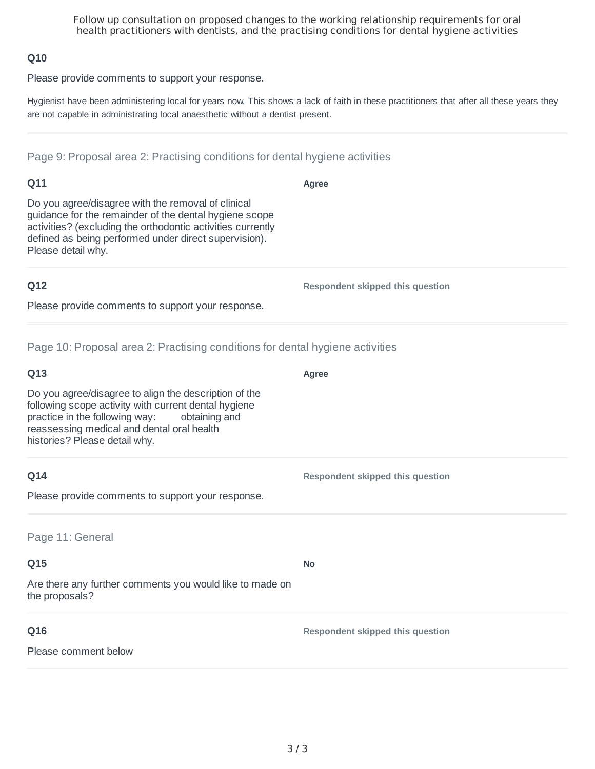### Q10

Please provide comments to support your response.

Hygienist have been administering local for years now. This shows a lack of faith in these practitioners that after all these years they are not capable in administrating local anaesthetic without a dentist present.

---

Page 9: Proposal area 2: Practising conditions for dental hygiene activities

### Q11

Do you agree/disagree with the removal of clinical guidance for the remainder of the dental hygiene scope activities? (excluding the orthodontic activities currently defined as being performed under direct supervision). Please detail why.

**Agree**

### Q12

Please provide comments to support your response.

**Respondent skipped this question**

---

Page 10: Proposal area 2: Practising conditions for dental hygiene activities

### Q13

Do you agree/disagree to align the description of the following scope activity with current dental hygiene practice in the following way: obtaining and reassessing medical and dental oral health histories? Please detail why.

**Agree**

### Q14

Please provide comments to support your response.

**Respondent skipped this question**

---

Page 11: General

### Q15

Are there any further comments you would like to made on the proposals?

**No**

### Q16

Please comment below

**Respondent skipped this question**